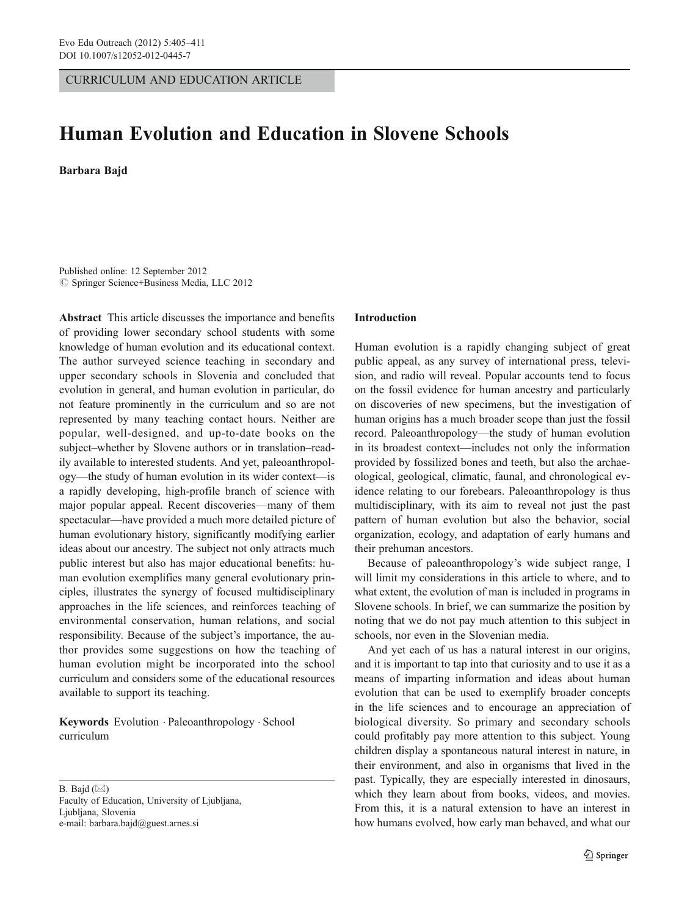CURRICULUM AND EDUCATION ARTICLE

# Human Evolution and Education in Slovene Schools

**Barbara Bajd**

Published online: 12 September 2012
© Springer Science+Business Media, LLC 2012

**Abstract** This article discusses the importance and benefits of providing lower secondary school students with some knowledge of human evolution and its educational context. The author surveyed science teaching in secondary and upper secondary schools in Slovenia and concluded that evolution in general, and human evolution in particular, do not feature prominently in the curriculum and so are not represented by many teaching contact hours. Neither are popular, well-designed, and up-to-date books on the subject–whether by Slovene authors or in translation–readily available to interested students. And yet, paleoanthropology—the study of human evolution in its wider context—is a rapidly developing, high-profile branch of science with major popular appeal. Recent discoveries—many of them spectacular—have provided a much more detailed picture of human evolutionary history, significantly modifying earlier ideas about our ancestry. The subject not only attracts much public interest but also has major educational benefits: human evolution exemplifies many general evolutionary principles, illustrates the synergy of focused multidisciplinary approaches in the life sciences, and reinforces teaching of environmental conservation, human relations, and social responsibility. Because of the subject's importance, the author provides some suggestions on how the teaching of human evolution might be incorporated into the school curriculum and considers some of the educational resources available to support its teaching.

**Keywords** Evolution · Paleoanthropology · School curriculum

B. Bajd (✉)
Faculty of Education, University of Ljubljana,
Ljubljana, Slovenia
e-mail: barbara.bajd@guest.arnes.si

## Introduction

Human evolution is a rapidly changing subject of great public appeal, as any survey of international press, television, and radio will reveal. Popular accounts tend to focus on the fossil evidence for human ancestry and particularly on discoveries of new specimens, but the investigation of human origins has a much broader scope than just the fossil record. Paleoanthropology—the study of human evolution in its broadest context—includes not only the information provided by fossilized bones and teeth, but also the archaeological, geological, climatic, faunal, and chronological evidence relating to our forebears. Paleoanthropology is thus multidisciplinary, with its aim to reveal not just the past pattern of human evolution but also the behavior, social organization, ecology, and adaptation of early humans and their prehuman ancestors.

Because of paleoanthropology's wide subject range, I will limit my considerations in this article to where, and to what extent, the evolution of man is included in programs in Slovene schools. In brief, we can summarize the position by noting that we do not pay much attention to this subject in schools, nor even in the Slovenian media.

And yet each of us has a natural interest in our origins, and it is important to tap into that curiosity and to use it as a means of imparting information and ideas about human evolution that can be used to exemplify broader concepts in the life sciences and to encourage an appreciation of biological diversity. So primary and secondary schools could profitably pay more attention to this subject. Young children display a spontaneous natural interest in nature, in their environment, and also in organisms that lived in the past. Typically, they are especially interested in dinosaurs, which they learn about from books, videos, and movies. From this, it is a natural extension to have an interest in how humans evolved, how early man behaved, and what our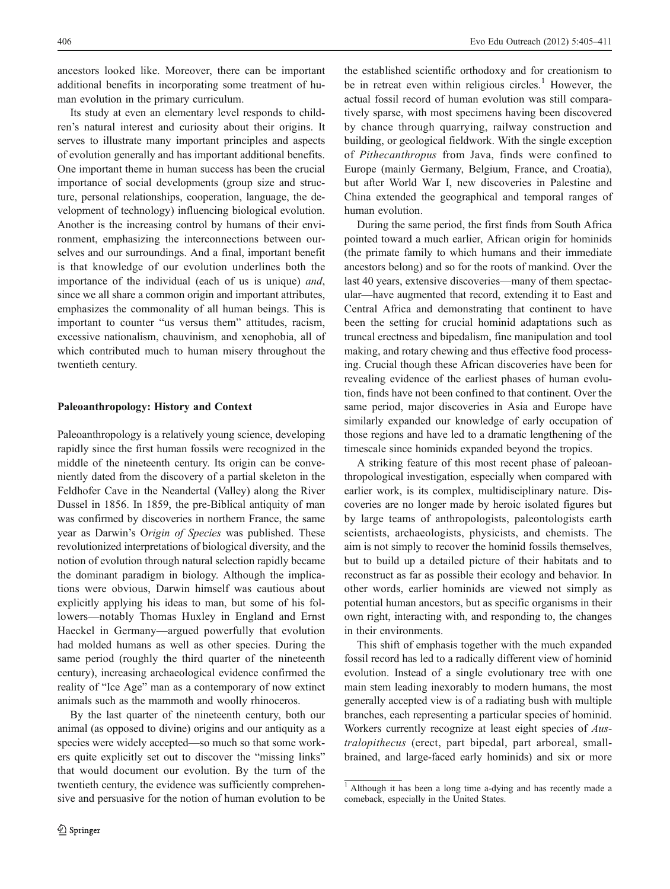ancestors looked like. Moreover, there can be important additional benefits in incorporating some treatment of human evolution in the primary curriculum.

Its study at even an elementary level responds to children's natural interest and curiosity about their origins. It serves to illustrate many important principles and aspects of evolution generally and has important additional benefits. One important theme in human success has been the crucial importance of social developments (group size and structure, personal relationships, cooperation, language, the development of technology) influencing biological evolution. Another is the increasing control by humans of their environment, emphasizing the interconnections between ourselves and our surroundings. And a final, important benefit is that knowledge of our evolution underlines both the importance of the individual (each of us is unique) *and*, since we all share a common origin and important attributes, emphasizes the commonality of all human beings. This is important to counter "us versus them" attitudes, racism, excessive nationalism, chauvinism, and xenophobia, all of which contributed much to human misery throughout the twentieth century.

## Paleoanthropology: History and Context

Paleoanthropology is a relatively young science, developing rapidly since the first human fossils were recognized in the middle of the nineteenth century. Its origin can be conveniently dated from the discovery of a partial skeleton in the Feldhofer Cave in the Neandertal (Valley) along the River Dussel in 1856. In 1859, the pre-Biblical antiquity of man was confirmed by discoveries in northern France, the same year as Darwin's O*rigin of Species* was published. These revolutionized interpretations of biological diversity, and the notion of evolution through natural selection rapidly became the dominant paradigm in biology. Although the implications were obvious, Darwin himself was cautious about explicitly applying his ideas to man, but some of his followers—notably Thomas Huxley in England and Ernst Haeckel in Germany—argued powerfully that evolution had molded humans as well as other species. During the same period (roughly the third quarter of the nineteenth century), increasing archaeological evidence confirmed the reality of "Ice Age" man as a contemporary of now extinct animals such as the mammoth and woolly rhinoceros.

By the last quarter of the nineteenth century, both our animal (as opposed to divine) origins and our antiquity as a species were widely accepted—so much so that some workers quite explicitly set out to discover the "missing links" that would document our evolution. By the turn of the twentieth century, the evidence was sufficiently comprehensive and persuasive for the notion of human evolution to be the established scientific orthodoxy and for creationism to be in retreat even within religious circles.[1] However, the actual fossil record of human evolution was still comparatively sparse, with most specimens having been discovered by chance through quarrying, railway construction and building, or geological fieldwork. With the single exception of *Pithecanthropus* from Java, finds were confined to Europe (mainly Germany, Belgium, France, and Croatia), but after World War I, new discoveries in Palestine and China extended the geographical and temporal ranges of human evolution.

During the same period, the first finds from South Africa pointed toward a much earlier, African origin for hominids (the primate family to which humans and their immediate ancestors belong) and so for the roots of mankind. Over the last 40 years, extensive discoveries—many of them spectacular—have augmented that record, extending it to East and Central Africa and demonstrating that continent to have been the setting for crucial hominid adaptations such as truncal erectness and bipedalism, fine manipulation and tool making, and rotary chewing and thus effective food processing. Crucial though these African discoveries have been for revealing evidence of the earliest phases of human evolution, finds have not been confined to that continent. Over the same period, major discoveries in Asia and Europe have similarly expanded our knowledge of early occupation of those regions and have led to a dramatic lengthening of the timescale since hominids expanded beyond the tropics.

A striking feature of this most recent phase of paleoanthropological investigation, especially when compared with earlier work, is its complex, multidisciplinary nature. Discoveries are no longer made by heroic isolated figures but by large teams of anthropologists, paleontologists earth scientists, archaeologists, physicists, and chemists. The aim is not simply to recover the hominid fossils themselves, but to build up a detailed picture of their habitats and to reconstruct as far as possible their ecology and behavior. In other words, earlier hominids are viewed not simply as potential human ancestors, but as specific organisms in their own right, interacting with, and responding to, the changes in their environments.

This shift of emphasis together with the much expanded fossil record has led to a radically different view of hominid evolution. Instead of a single evolutionary tree with one main stem leading inexorably to modern humans, the most generally accepted view is of a radiating bush with multiple branches, each representing a particular species of hominid. Workers currently recognize at least eight species of *Australopithecus* (erect, part bipedal, part arboreal, small-brained, and large-faced early hominids) and six or more

[1] Although it has been a long time a-dying and has recently made a comeback, especially in the United States.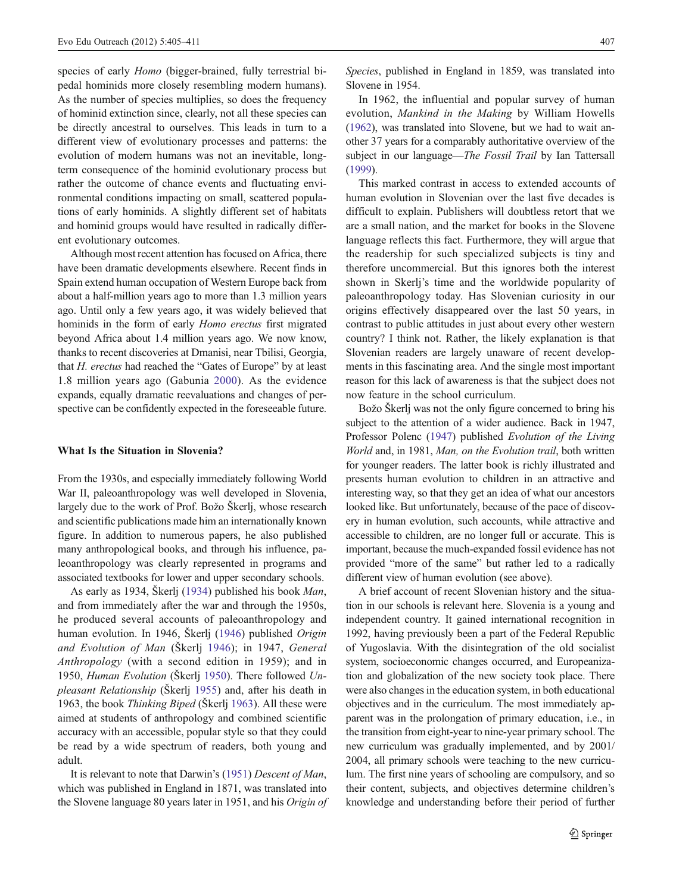species of early *Homo* (bigger-brained, fully terrestrial bipedal hominids more closely resembling modern humans). As the number of species multiplies, so does the frequency of hominid extinction since, clearly, not all these species can be directly ancestral to ourselves. This leads in turn to a different view of evolutionary processes and patterns: the evolution of modern humans was not an inevitable, long-term consequence of the hominid evolutionary process but rather the outcome of chance events and fluctuating environmental conditions impacting on small, scattered populations of early hominids. A slightly different set of habitats and hominid groups would have resulted in radically different evolutionary outcomes.

Although most recent attention has focused on Africa, there have been dramatic developments elsewhere. Recent finds in Spain extend human occupation of Western Europe back from about a half-million years ago to more than 1.3 million years ago. Until only a few years ago, it was widely believed that hominids in the form of early *Homo erectus* first migrated beyond Africa about 1.4 million years ago. We now know, thanks to recent discoveries at Dmanisi, near Tbilisi, Georgia, that *H. erectus* had reached the "Gates of Europe" by at least 1.8 million years ago (Gabunia 2000). As the evidence expands, equally dramatic reevaluations and changes of perspective can be confidently expected in the foreseeable future.

## What Is the Situation in Slovenia?

From the 1930s, and especially immediately following World War II, paleoanthropology was well developed in Slovenia, largely due to the work of Prof. Božo Škerlj, whose research and scientific publications made him an internationally known figure. In addition to numerous papers, he also published many anthropological books, and through his influence, paleoanthropology was clearly represented in programs and associated textbooks for lower and upper secondary schools.

As early as 1934, Škerlj (1934) published his book *Man*, and from immediately after the war and through the 1950s, he produced several accounts of paleoanthropology and human evolution. In 1946, Škerlj (1946) published *Origin and Evolution of Man* (Škerlj 1946); in 1947, *General Anthropology* (with a second edition in 1959); and in 1950, *Human Evolution* (Škerlj 1950). There followed *Unpleasant Relationship* (Škerlj 1955) and, after his death in 1963, the book *Thinking Biped* (Škerlj 1963). All these were aimed at students of anthropology and combined scientific accuracy with an accessible, popular style so that they could be read by a wide spectrum of readers, both young and adult.

It is relevant to note that Darwin's (1951) *Descent of Man*, which was published in England in 1871, was translated into the Slovene language 80 years later in 1951, and his *Origin of Species*, published in England in 1859, was translated into Slovene in 1954.

In 1962, the influential and popular survey of human evolution, *Mankind in the Making* by William Howells (1962), was translated into Slovene, but we had to wait another 37 years for a comparably authoritative overview of the subject in our language—*The Fossil Trail* by Ian Tattersall (1999).

This marked contrast in access to extended accounts of human evolution in Slovenian over the last five decades is difficult to explain. Publishers will doubtless retort that we are a small nation, and the market for books in the Slovene language reflects this fact. Furthermore, they will argue that the readership for such specialized subjects is tiny and therefore uncommercial. But this ignores both the interest shown in Skerlj's time and the worldwide popularity of paleoanthropology today. Has Slovenian curiosity in our origins effectively disappeared over the last 50 years, in contrast to public attitudes in just about every other western country? I think not. Rather, the likely explanation is that Slovenian readers are largely unaware of recent developments in this fascinating area. And the single most important reason for this lack of awareness is that the subject does not now feature in the school curriculum.

Božo Škerlj was not the only figure concerned to bring his subject to the attention of a wider audience. Back in 1947, Professor Polenc (1947) published *Evolution of the Living World* and, in 1981, *Man, on the Evolution trail*, both written for younger readers. The latter book is richly illustrated and presents human evolution to children in an attractive and interesting way, so that they get an idea of what our ancestors looked like. But unfortunately, because of the pace of discovery in human evolution, such accounts, while attractive and accessible to children, are no longer full or accurate. This is important, because the much-expanded fossil evidence has not provided "more of the same" but rather led to a radically different view of human evolution (see above).

A brief account of recent Slovenian history and the situation in our schools is relevant here. Slovenia is a young and independent country. It gained international recognition in 1992, having previously been a part of the Federal Republic of Yugoslavia. With the disintegration of the old socialist system, socioeconomic changes occurred, and Europeanization and globalization of the new society took place. There were also changes in the education system, in both educational objectives and in the curriculum. The most immediately apparent was in the prolongation of primary education, i.e., in the transition from eight-year to nine-year primary school. The new curriculum was gradually implemented, and by 2001/2004, all primary schools were teaching to the new curriculum. The first nine years of schooling are compulsory, and so their content, subjects, and objectives determine children's knowledge and understanding before their period of further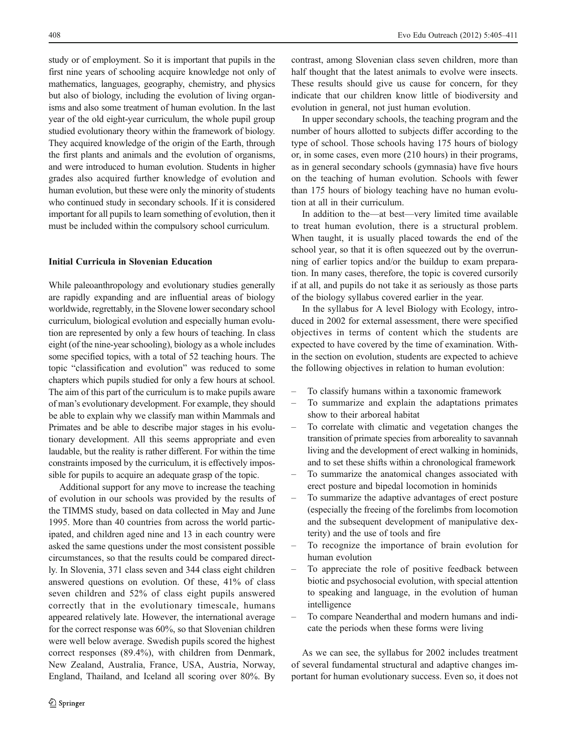study or of employment. So it is important that pupils in the first nine years of schooling acquire knowledge not only of mathematics, languages, geography, chemistry, and physics but also of biology, including the evolution of living organisms and also some treatment of human evolution. In the last year of the old eight-year curriculum, the whole pupil group studied evolutionary theory within the framework of biology. They acquired knowledge of the origin of the Earth, through the first plants and animals and the evolution of organisms, and were introduced to human evolution. Students in higher grades also acquired further knowledge of evolution and human evolution, but these were only the minority of students who continued study in secondary schools. If it is considered important for all pupils to learn something of evolution, then it must be included within the compulsory school curriculum.

## Initial Curricula in Slovenian Education

While paleoanthropology and evolutionary studies generally are rapidly expanding and are influential areas of biology worldwide, regrettably, in the Slovene lower secondary school curriculum, biological evolution and especially human evolution are represented by only a few hours of teaching. In class eight (of the nine-year schooling), biology as a whole includes some specified topics, with a total of 52 teaching hours. The topic "classification and evolution" was reduced to some chapters which pupils studied for only a few hours at school. The aim of this part of the curriculum is to make pupils aware of man's evolutionary development. For example, they should be able to explain why we classify man within Mammals and Primates and be able to describe major stages in his evolutionary development. All this seems appropriate and even laudable, but the reality is rather different. For within the time constraints imposed by the curriculum, it is effectively impossible for pupils to acquire an adequate grasp of the topic.

Additional support for any move to increase the teaching of evolution in our schools was provided by the results of the TIMMS study, based on data collected in May and June 1995. More than 40 countries from across the world participated, and children aged nine and 13 in each country were asked the same questions under the most consistent possible circumstances, so that the results could be compared directly. In Slovenia, 371 class seven and 344 class eight children answered questions on evolution. Of these, 41% of class seven children and 52% of class eight pupils answered correctly that in the evolutionary timescale, humans appeared relatively late. However, the international average for the correct response was 60%, so that Slovenian children were well below average. Swedish pupils scored the highest correct responses (89.4%), with children from Denmark, New Zealand, Australia, France, USA, Austria, Norway, England, Thailand, and Iceland all scoring over 80%. By contrast, among Slovenian class seven children, more than half thought that the latest animals to evolve were insects. These results should give us cause for concern, for they indicate that our children know little of biodiversity and evolution in general, not just human evolution.

In upper secondary schools, the teaching program and the number of hours allotted to subjects differ according to the type of school. Those schools having 175 hours of biology or, in some cases, even more (210 hours) in their programs, as in general secondary schools (gymnasia) have five hours on the teaching of human evolution. Schools with fewer than 175 hours of biology teaching have no human evolution at all in their curriculum.

In addition to the—at best—very limited time available to treat human evolution, there is a structural problem. When taught, it is usually placed towards the end of the school year, so that it is often squeezed out by the overrunning of earlier topics and/or the buildup to exam preparation. In many cases, therefore, the topic is covered cursorily if at all, and pupils do not take it as seriously as those parts of the biology syllabus covered earlier in the year.

In the syllabus for A level Biology with Ecology, introduced in 2002 for external assessment, there were specified objectives in terms of content which the students are expected to have covered by the time of examination. Within the section on evolution, students are expected to achieve the following objectives in relation to human evolution:

- To classify humans within a taxonomic framework
- To summarize and explain the adaptations primates show to their arboreal habitat
- To correlate with climatic and vegetation changes the transition of primate species from arboreality to savannah living and the development of erect walking in hominids, and to set these shifts within a chronological framework
- To summarize the anatomical changes associated with erect posture and bipedal locomotion in hominids
- To summarize the adaptive advantages of erect posture (especially the freeing of the forelimbs from locomotion and the subsequent development of manipulative dexterity) and the use of tools and fire
- To recognize the importance of brain evolution for human evolution
- To appreciate the role of positive feedback between biotic and psychosocial evolution, with special attention to speaking and language, in the evolution of human intelligence
- To compare Neanderthal and modern humans and indicate the periods when these forms were living

As we can see, the syllabus for 2002 includes treatment of several fundamental structural and adaptive changes important for human evolutionary success. Even so, it does not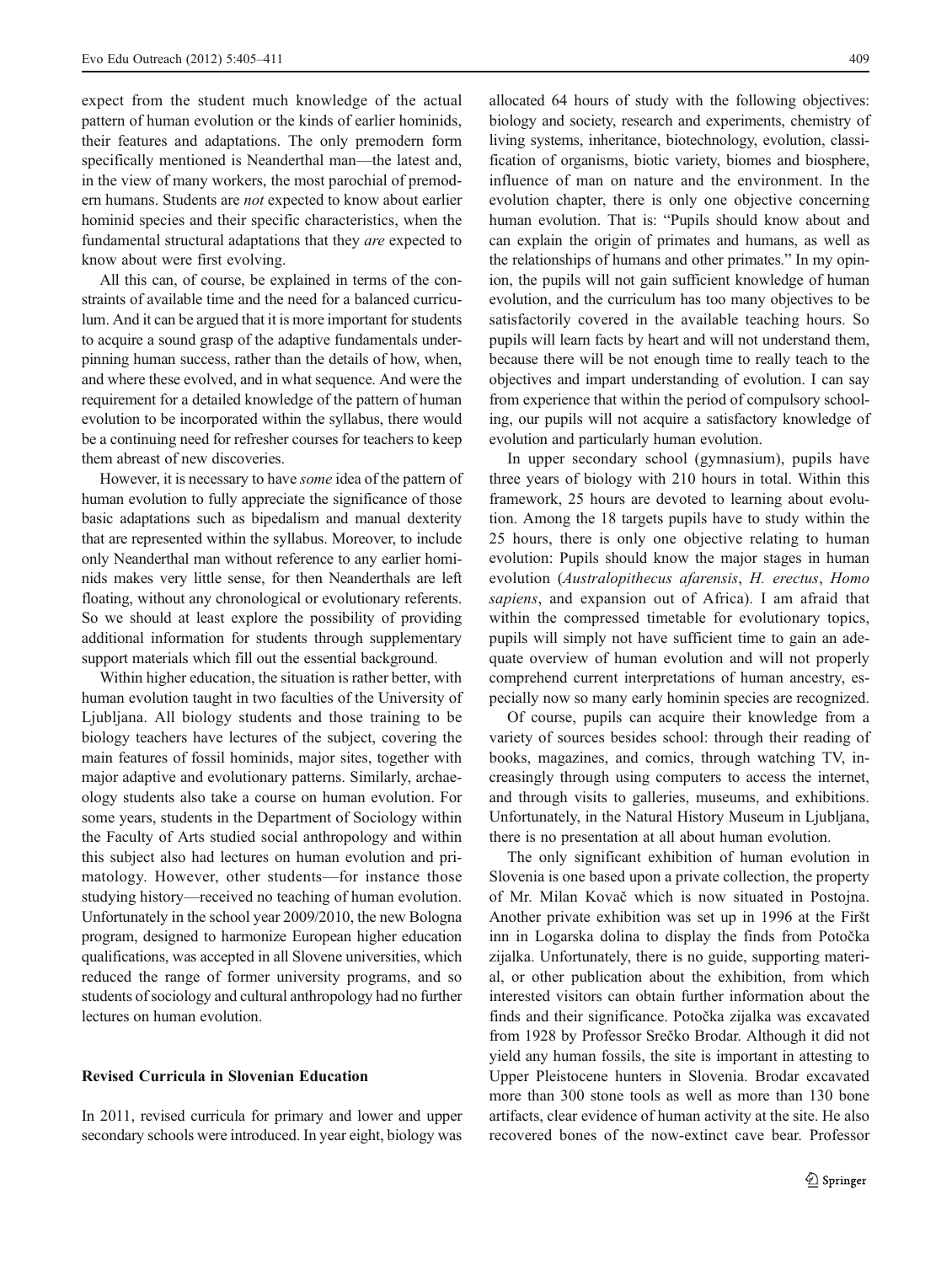expect from the student much knowledge of the actual pattern of human evolution or the kinds of earlier hominids, their features and adaptations. The only premodern form specifically mentioned is Neanderthal man—the latest and, in the view of many workers, the most parochial of premodern humans. Students are *not* expected to know about earlier hominid species and their specific characteristics, when the fundamental structural adaptations that they *are* expected to know about were first evolving.

All this can, of course, be explained in terms of the constraints of available time and the need for a balanced curriculum. And it can be argued that it is more important for students to acquire a sound grasp of the adaptive fundamentals underpinning human success, rather than the details of how, when, and where these evolved, and in what sequence. And were the requirement for a detailed knowledge of the pattern of human evolution to be incorporated within the syllabus, there would be a continuing need for refresher courses for teachers to keep them abreast of new discoveries.

However, it is necessary to have *some* idea of the pattern of human evolution to fully appreciate the significance of those basic adaptations such as bipedalism and manual dexterity that are represented within the syllabus. Moreover, to include only Neanderthal man without reference to any earlier hominids makes very little sense, for then Neanderthals are left floating, without any chronological or evolutionary referents. So we should at least explore the possibility of providing additional information for students through supplementary support materials which fill out the essential background.

Within higher education, the situation is rather better, with human evolution taught in two faculties of the University of Ljubljana. All biology students and those training to be biology teachers have lectures of the subject, covering the main features of fossil hominids, major sites, together with major adaptive and evolutionary patterns. Similarly, archaeology students also take a course on human evolution. For some years, students in the Department of Sociology within the Faculty of Arts studied social anthropology and within this subject also had lectures on human evolution and primatology. However, other students—for instance those studying history—received no teaching of human evolution. Unfortunately in the school year 2009/2010, the new Bologna program, designed to harmonize European higher education qualifications, was accepted in all Slovene universities, which reduced the range of former university programs, and so students of sociology and cultural anthropology had no further lectures on human evolution.

## Revised Curricula in Slovenian Education

In 2011, revised curricula for primary and lower and upper secondary schools were introduced. In year eight, biology was allocated 64 hours of study with the following objectives: biology and society, research and experiments, chemistry of living systems, inheritance, biotechnology, evolution, classification of organisms, biotic variety, biomes and biosphere, influence of man on nature and the environment. In the evolution chapter, there is only one objective concerning human evolution. That is: "Pupils should know about and can explain the origin of primates and humans, as well as the relationships of humans and other primates." In my opinion, the pupils will not gain sufficient knowledge of human evolution, and the curriculum has too many objectives to be satisfactorily covered in the available teaching hours. So pupils will learn facts by heart and will not understand them, because there will be not enough time to really teach to the objectives and impart understanding of evolution. I can say from experience that within the period of compulsory schooling, our pupils will not acquire a satisfactory knowledge of evolution and particularly human evolution.

In upper secondary school (gymnasium), pupils have three years of biology with 210 hours in total. Within this framework, 25 hours are devoted to learning about evolution. Among the 18 targets pupils have to study within the 25 hours, there is only one objective relating to human evolution: Pupils should know the major stages in human evolution (*Australopithecus afarensis*, *H. erectus*, *Homo sapiens*, and expansion out of Africa). I am afraid that within the compressed timetable for evolutionary topics, pupils will simply not have sufficient time to gain an adequate overview of human evolution and will not properly comprehend current interpretations of human ancestry, especially now so many early hominin species are recognized.

Of course, pupils can acquire their knowledge from a variety of sources besides school: through their reading of books, magazines, and comics, through watching TV, increasingly through using computers to access the internet, and through visits to galleries, museums, and exhibitions. Unfortunately, in the Natural History Museum in Ljubljana, there is no presentation at all about human evolution.

The only significant exhibition of human evolution in Slovenia is one based upon a private collection, the property of Mr. Milan Kovač which is now situated in Postojna. Another private exhibition was set up in 1996 at the Firšt inn in Logarska dolina to display the finds from Potočka zijalka. Unfortunately, there is no guide, supporting material, or other publication about the exhibition, from which interested visitors can obtain further information about the finds and their significance. Potočka zijalka was excavated from 1928 by Professor Srečko Brodar. Although it did not yield any human fossils, the site is important in attesting to Upper Pleistocene hunters in Slovenia. Brodar excavated more than 300 stone tools as well as more than 130 bone artifacts, clear evidence of human activity at the site. He also recovered bones of the now-extinct cave bear. Professor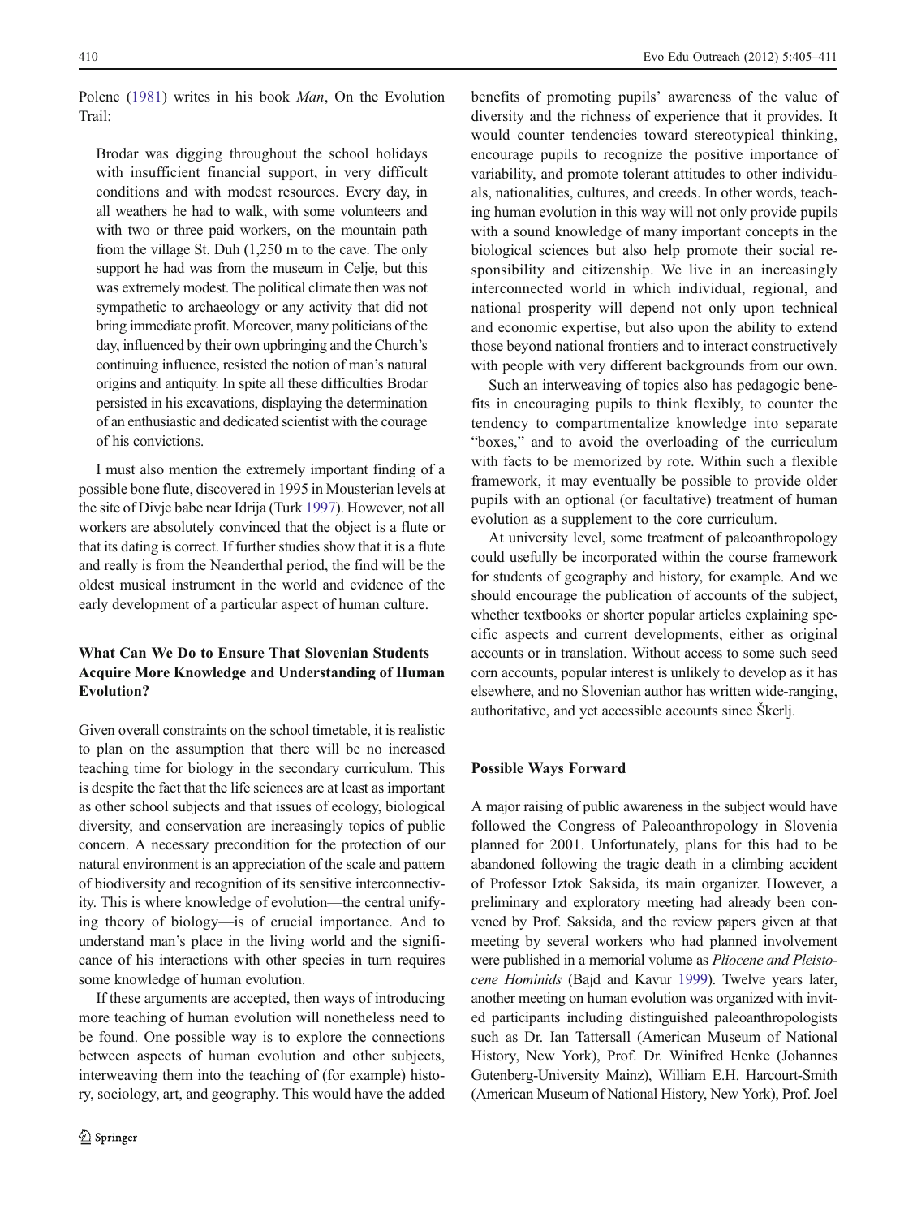Polenc (1981) writes in his book *Man*, On the Evolution Trail:

> Brodar was digging throughout the school holidays with insufficient financial support, in very difficult conditions and with modest resources. Every day, in all weathers he had to walk, with some volunteers and with two or three paid workers, on the mountain path from the village St. Duh (1,250 m to the cave. The only support he had was from the museum in Celje, but this was extremely modest. The political climate then was not sympathetic to archaeology or any activity that did not bring immediate profit. Moreover, many politicians of the day, influenced by their own upbringing and the Church's continuing influence, resisted the notion of man's natural origins and antiquity. In spite all these difficulties Brodar persisted in his excavations, displaying the determination of an enthusiastic and dedicated scientist with the courage of his convictions.

I must also mention the extremely important finding of a possible bone flute, discovered in 1995 in Mousterian levels at the site of Divje babe near Idrija (Turk 1997). However, not all workers are absolutely convinced that the object is a flute or that its dating is correct. If further studies show that it is a flute and really is from the Neanderthal period, the find will be the oldest musical instrument in the world and evidence of the early development of a particular aspect of human culture.

## What Can We Do to Ensure That Slovenian Students Acquire More Knowledge and Understanding of Human Evolution?

Given overall constraints on the school timetable, it is realistic to plan on the assumption that there will be no increased teaching time for biology in the secondary curriculum. This is despite the fact that the life sciences are at least as important as other school subjects and that issues of ecology, biological diversity, and conservation are increasingly topics of public concern. A necessary precondition for the protection of our natural environment is an appreciation of the scale and pattern of biodiversity and recognition of its sensitive interconnectivity. This is where knowledge of evolution—the central unifying theory of biology—is of crucial importance. And to understand man's place in the living world and the significance of his interactions with other species in turn requires some knowledge of human evolution.

If these arguments are accepted, then ways of introducing more teaching of human evolution will nonetheless need to be found. One possible way is to explore the connections between aspects of human evolution and other subjects, interweaving them into the teaching of (for example) history, sociology, art, and geography. This would have the added benefits of promoting pupils' awareness of the value of diversity and the richness of experience that it provides. It would counter tendencies toward stereotypical thinking, encourage pupils to recognize the positive importance of variability, and promote tolerant attitudes to other individuals, nationalities, cultures, and creeds. In other words, teaching human evolution in this way will not only provide pupils with a sound knowledge of many important concepts in the biological sciences but also help promote their social responsibility and citizenship. We live in an increasingly interconnected world in which individual, regional, and national prosperity will depend not only upon technical and economic expertise, but also upon the ability to extend those beyond national frontiers and to interact constructively with people with very different backgrounds from our own.

Such an interweaving of topics also has pedagogic benefits in encouraging pupils to think flexibly, to counter the tendency to compartmentalize knowledge into separate "boxes," and to avoid the overloading of the curriculum with facts to be memorized by rote. Within such a flexible framework, it may eventually be possible to provide older pupils with an optional (or facultative) treatment of human evolution as a supplement to the core curriculum.

At university level, some treatment of paleoanthropology could usefully be incorporated within the course framework for students of geography and history, for example. And we should encourage the publication of accounts of the subject, whether textbooks or shorter popular articles explaining specific aspects and current developments, either as original accounts or in translation. Without access to some such seed corn accounts, popular interest is unlikely to develop as it has elsewhere, and no Slovenian author has written wide-ranging, authoritative, and yet accessible accounts since Škerlj.

## Possible Ways Forward

A major raising of public awareness in the subject would have followed the Congress of Paleoanthropology in Slovenia planned for 2001. Unfortunately, plans for this had to be abandoned following the tragic death in a climbing accident of Professor Iztok Saksida, its main organizer. However, a preliminary and exploratory meeting had already been convened by Prof. Saksida, and the review papers given at that meeting by several workers who had planned involvement were published in a memorial volume as *Pliocene and Pleistocene Hominids* (Bajd and Kavur 1999). Twelve years later, another meeting on human evolution was organized with invited participants including distinguished paleoanthropologists such as Dr. Ian Tattersall (American Museum of National History, New York), Prof. Dr. Winifred Henke (Johannes Gutenberg-University Mainz), William E.H. Harcourt-Smith (American Museum of National History, New York), Prof. Joel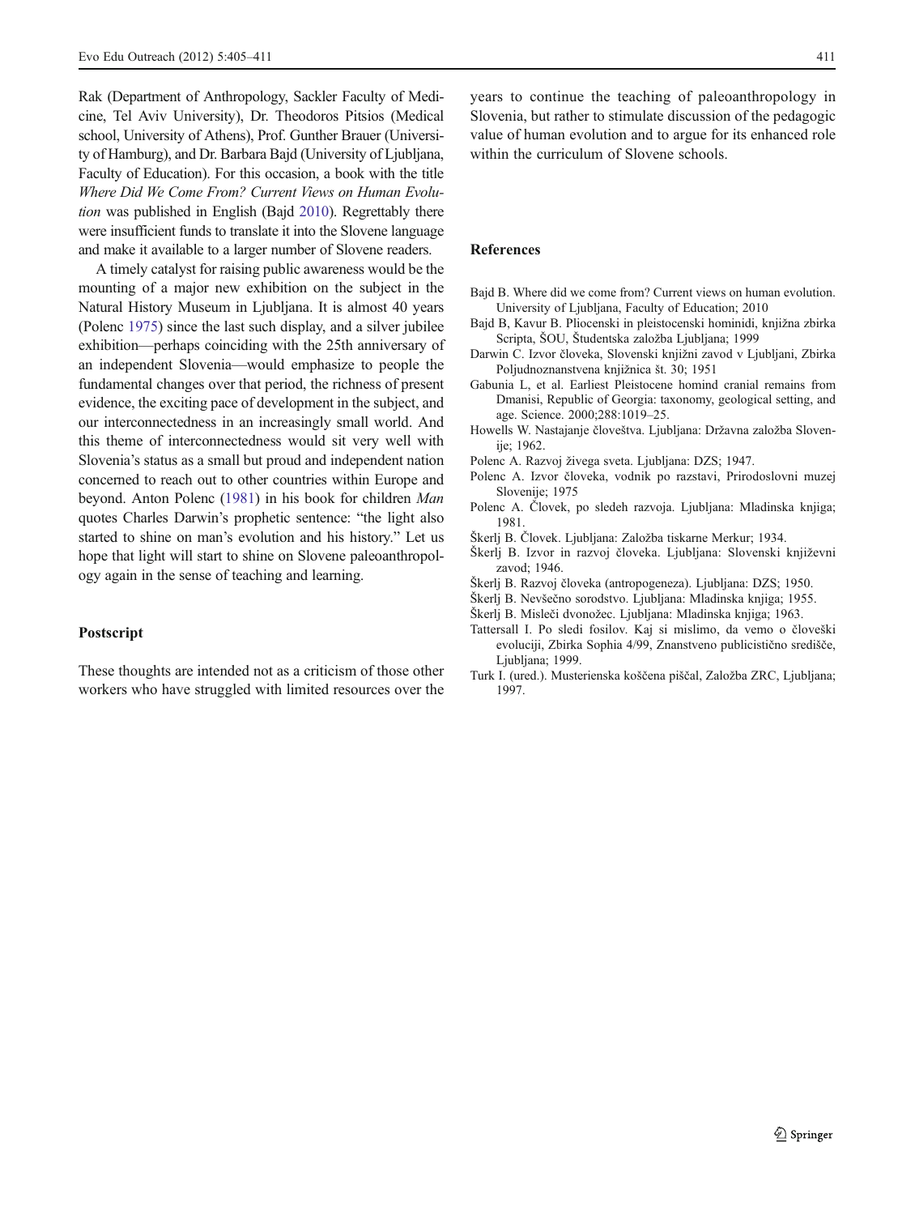Rak (Department of Anthropology, Sackler Faculty of Medicine, Tel Aviv University), Dr. Theodoros Pitsios (Medical school, University of Athens), Prof. Gunther Brauer (University of Hamburg), and Dr. Barbara Bajd (University of Ljubljana, Faculty of Education). For this occasion, a book with the title *Where Did We Come From? Current Views on Human Evolution* was published in English (Bajd 2010). Regrettably there were insufficient funds to translate it into the Slovene language and make it available to a larger number of Slovene readers.

A timely catalyst for raising public awareness would be the mounting of a major new exhibition on the subject in the Natural History Museum in Ljubljana. It is almost 40 years (Polenc 1975) since the last such display, and a silver jubilee exhibition—perhaps coinciding with the 25th anniversary of an independent Slovenia—would emphasize to people the fundamental changes over that period, the richness of present evidence, the exciting pace of development in the subject, and our interconnectedness in an increasingly small world. And this theme of interconnectedness would sit very well with Slovenia's status as a small but proud and independent nation concerned to reach out to other countries within Europe and beyond. Anton Polenc (1981) in his book for children *Man* quotes Charles Darwin's prophetic sentence: "the light also started to shine on man's evolution and his history." Let us hope that light will start to shine on Slovene paleoanthropology again in the sense of teaching and learning.

## Postscript

These thoughts are intended not as a criticism of those other workers who have struggled with limited resources over the years to continue the teaching of paleoanthropology in Slovenia, but rather to stimulate discussion of the pedagogic value of human evolution and to argue for its enhanced role within the curriculum of Slovene schools.

## References

Bajd B. Where did we come from? Current views on human evolution. University of Ljubljana, Faculty of Education; 2010

Bajd B, Kavur B. Pliocenski in pleistocenski hominidi, knjižna zbirka Scripta, ŠOU, Študentska založba Ljubljana; 1999

Darwin C. Izvor človeka, Slovenski knjižni zavod v Ljubljani, Zbirka Poljudnoznanstvena knjižnica št. 30; 1951

Gabunia L, et al. Earliest Pleistocene homind cranial remains from Dmanisi, Republic of Georgia: taxonomy, geological setting, and age. Science. 2000;288:1019–25.

Howells W. Nastajanje človeštva. Ljubljana: Državna založba Slovenije; 1962.

Polenc A. Razvoj živega sveta. Ljubljana: DZS; 1947.

Polenc A. Izvor človeka, vodnik po razstavi, Prirodoslovni muzej Slovenije; 1975

Polenc A. Človek, po sledeh razvoja. Ljubljana: Mladinska knjiga; 1981.

Škerlj B. Človek. Ljubljana: Založba tiskarne Merkur; 1934.

Škerlj B. Izvor in razvoj človeka. Ljubljana: Slovenski književni zavod; 1946.

Škerlj B. Razvoj človeka (antropogeneza). Ljubljana: DZS; 1950.

Škerlj B. Nevšečno sorodstvo. Ljubljana: Mladinska knjiga; 1955.

Škerlj B. Misleči dvonožec. Ljubljana: Mladinska knjiga; 1963.

Tattersall I. Po sledi fosilov. Kaj si mislimo, da vemo o človeški evoluciji, Zbirka Sophia 4/99, Znanstveno publicistično središče, Ljubljana; 1999.

Turk I. (ured.). Musterienska koščena piščal, Založba ZRC, Ljubljana; 1997.